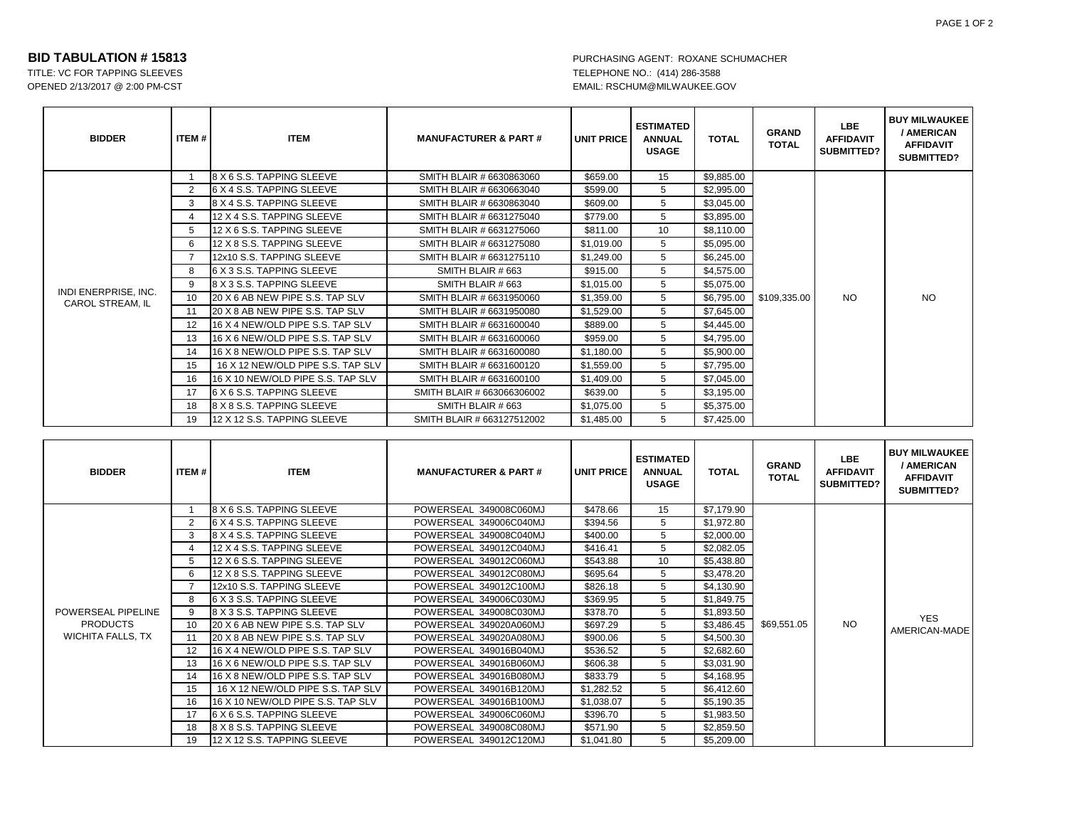## BID TABULATION # 15813

TITLE: VC FOR TAPPING SLEEVES
OPENED 2/13/2017 @ 2:00 PM-CST

PURCHASING AGENT: ROXANE SCHUMACHER
TELEPHONE NO.: (414) 286-3588
EMAIL: RSCHUM@MILWAUKEE.GOV

| BIDDER | ITEM # | ITEM | MANUFACTURER & PART # | UNIT PRICE | ESTIMATED ANNUAL USAGE | TOTAL | GRAND TOTAL | LBE AFFIDAVIT SUBMITTED? | BUY MILWAUKEE / AMERICAN AFFIDAVIT SUBMITTED? |
|---|---|---|---|---|---|---|---|---|---|
| INDI ENERPRISE, INC. CAROL STREAM, IL | 1 | 8 X 6 S.S. TAPPING SLEEVE | SMITH BLAIR # 6630863060 | $659.00 | 15 | $9,885.00 | $109,335.00 | NO | NO |
| | 2 | 6 X 4 S.S. TAPPING SLEEVE | SMITH BLAIR # 6630663040 | $599.00 | 5 | $2,995.00 | | | |
| | 3 | 8 X 4 S.S. TAPPING SLEEVE | SMITH BLAIR # 6630863040 | $609.00 | 5 | $3,045.00 | | | |
| | 4 | 12 X 4 S.S. TAPPING SLEEVE | SMITH BLAIR # 6631275040 | $779.00 | 5 | $3,895.00 | | | |
| | 5 | 12 X 6 S.S. TAPPING SLEEVE | SMITH BLAIR # 6631275060 | $811.00 | 10 | $8,110.00 | | | |
| | 6 | 12 X 8 S.S. TAPPING SLEEVE | SMITH BLAIR # 6631275080 | $1,019.00 | 5 | $5,095.00 | | | |
| | 7 | 12x10 S.S. TAPPING SLEEVE | SMITH BLAIR # 6631275110 | $1,249.00 | 5 | $6,245.00 | | | |
| | 8 | 6 X 3 S.S. TAPPING SLEEVE | SMITH BLAIR # 663 | $915.00 | 5 | $4,575.00 | | | |
| | 9 | 8 X 3 S.S. TAPPING SLEEVE | SMITH BLAIR # 663 | $1,015.00 | 5 | $5,075.00 | | | |
| | 10 | 20 X 6 AB NEW PIPE S.S. TAP SLV | SMITH BLAIR # 6631950060 | $1,359.00 | 5 | $6,795.00 | | | |
| | 11 | 20 X 8 AB NEW PIPE S.S. TAP SLV | SMITH BLAIR # 6631950080 | $1,529.00 | 5 | $7,645.00 | | | |
| | 12 | 16 X 4 NEW/OLD PIPE S.S. TAP SLV | SMITH BLAIR # 6631600040 | $889.00 | 5 | $4,445.00 | | | |
| | 13 | 16 X 6 NEW/OLD PIPE S.S. TAP SLV | SMITH BLAIR # 6631600060 | $959.00 | 5 | $4,795.00 | | | |
| | 14 | 16 X 8 NEW/OLD PIPE S.S. TAP SLV | SMITH BLAIR # 6631600080 | $1,180.00 | 5 | $5,900.00 | | | |
| | 15 | 16 X 12 NEW/OLD PIPE S.S. TAP SLV | SMITH BLAIR # 6631600120 | $1,559.00 | 5 | $7,795.00 | | | |
| | 16 | 16 X 10 NEW/OLD PIPE S.S. TAP SLV | SMITH BLAIR # 6631600100 | $1,409.00 | 5 | $7,045.00 | | | |
| | 17 | 6 X 6 S.S. TAPPING SLEEVE | SMITH BLAIR # 663066306002 | $639.00 | 5 | $3,195.00 | | | |
| | 18 | 8 X 8 S.S. TAPPING SLEEVE | SMITH BLAIR # 663 | $1,075.00 | 5 | $5,375.00 | | | |
| | 19 | 12 X 12 S.S. TAPPING SLEEVE | SMITH BLAIR # 663127512002 | $1,485.00 | 5 | $7,425.00 | | | |

| BIDDER | ITEM # | ITEM | MANUFACTURER & PART # | UNIT PRICE | ESTIMATED ANNUAL USAGE | TOTAL | GRAND TOTAL | LBE AFFIDAVIT SUBMITTED? | BUY MILWAUKEE / AMERICAN AFFIDAVIT SUBMITTED? |
|---|---|---|---|---|---|---|---|---|---|
| POWERSEAL PIPELINE PRODUCTS WICHITA FALLS, TX | 1 | 8 X 6 S.S. TAPPING SLEEVE | POWERSEAL 349008C060MJ | $478.66 | 15 | $7,179.90 | $69,551.05 | NO | YES AMERICAN-MADE |
| | 2 | 6 X 4 S.S. TAPPING SLEEVE | POWERSEAL 349006C040MJ | $394.56 | 5 | $1,972.80 | | | |
| | 3 | 8 X 4 S.S. TAPPING SLEEVE | POWERSEAL 349008C040MJ | $400.00 | 5 | $2,000.00 | | | |
| | 4 | 12 X 4 S.S. TAPPING SLEEVE | POWERSEAL 349012C040MJ | $416.41 | 5 | $2,082.05 | | | |
| | 5 | 12 X 6 S.S. TAPPING SLEEVE | POWERSEAL 349012C060MJ | $543.88 | 10 | $5,438.80 | | | |
| | 6 | 12 X 8 S.S. TAPPING SLEEVE | POWERSEAL 349012C080MJ | $695.64 | 5 | $3,478.20 | | | |
| | 7 | 12x10 S.S. TAPPING SLEEVE | POWERSEAL 349012C100MJ | $826.18 | 5 | $4,130.90 | | | |
| | 8 | 6 X 3 S.S. TAPPING SLEEVE | POWERSEAL 349006C030MJ | $369.95 | 5 | $1,849.75 | | | |
| | 9 | 8 X 3 S.S. TAPPING SLEEVE | POWERSEAL 349008C030MJ | $378.70 | 5 | $1,893.50 | | | |
| | 10 | 20 X 6 AB NEW PIPE S.S. TAP SLV | POWERSEAL 349020A060MJ | $697.29 | 5 | $3,486.45 | | | |
| | 11 | 20 X 8 AB NEW PIPE S.S. TAP SLV | POWERSEAL 349020A080MJ | $900.06 | 5 | $4,500.30 | | | |
| | 12 | 16 X 4 NEW/OLD PIPE S.S. TAP SLV | POWERSEAL 349016B040MJ | $536.52 | 5 | $2,682.60 | | | |
| | 13 | 16 X 6 NEW/OLD PIPE S.S. TAP SLV | POWERSEAL 349016B060MJ | $606.38 | 5 | $3,031.90 | | | |
| | 14 | 16 X 8 NEW/OLD PIPE S.S. TAP SLV | POWERSEAL 349016B080MJ | $833.79 | 5 | $4,168.95 | | | |
| | 15 | 16 X 12 NEW/OLD PIPE S.S. TAP SLV | POWERSEAL 349016B120MJ | $1,282.52 | 5 | $6,412.60 | | | |
| | 16 | 16 X 10 NEW/OLD PIPE S.S. TAP SLV | POWERSEAL 349016B100MJ | $1,038.07 | 5 | $5,190.35 | | | |
| | 17 | 6 X 6 S.S. TAPPING SLEEVE | POWERSEAL 349006C060MJ | $396.70 | 5 | $1,983.50 | | | |
| | 18 | 8 X 8 S.S. TAPPING SLEEVE | POWERSEAL 349008C080MJ | $571.90 | 5 | $2,859.50 | | | |
| | 19 | 12 X 12 S.S. TAPPING SLEEVE | POWERSEAL 349012C120MJ | $1,041.80 | 5 | $5,209.00 | | | |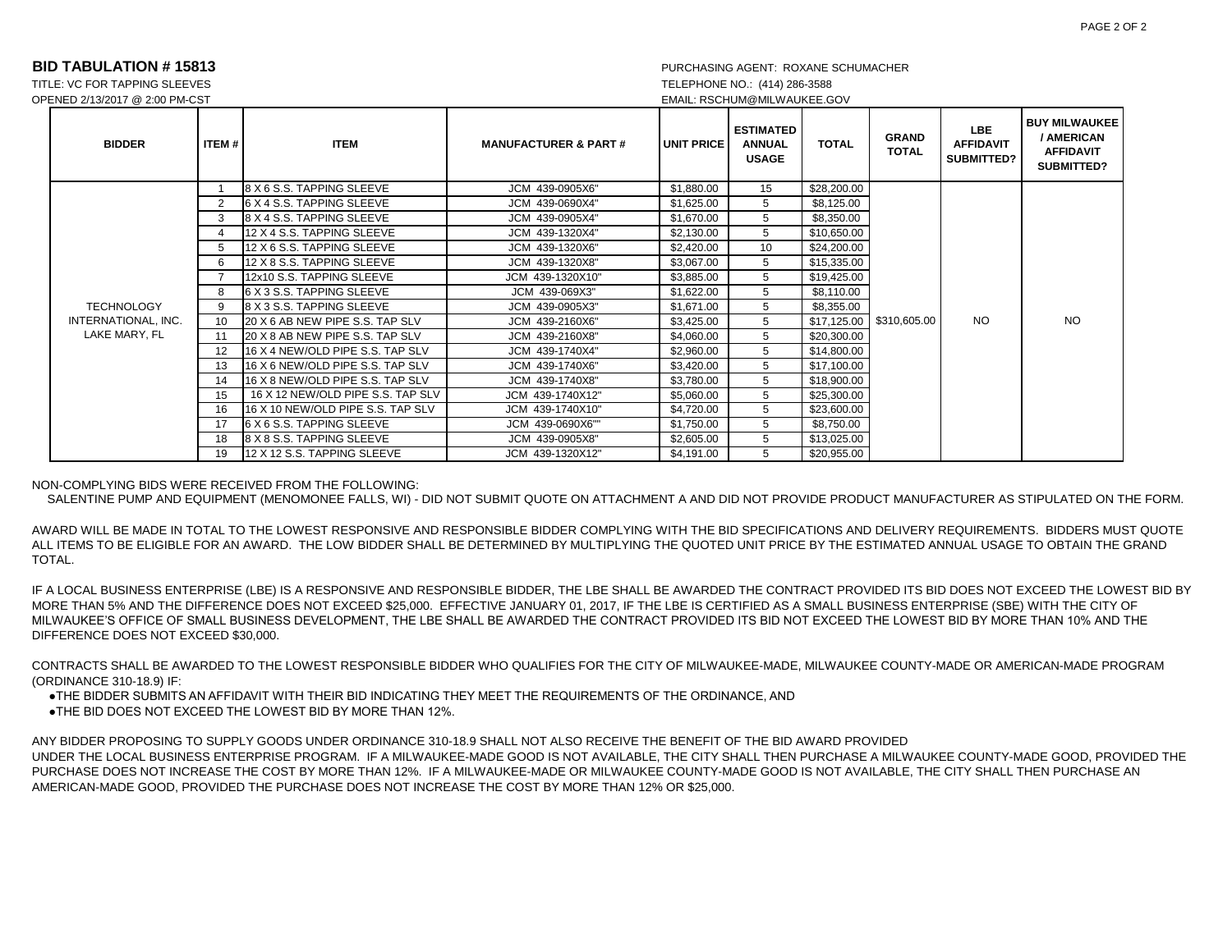# BID TABULATION # 15813

TITLE: VC FOR TAPPING SLEEVES
OPENED 2/13/2017 @ 2:00 PM-CST

PURCHASING AGENT: ROXANE SCHUMACHER
TELEPHONE NO.: (414) 286-3588
EMAIL: RSCHUM@MILWAUKEE.GOV

| BIDDER | ITEM # | ITEM | MANUFACTURER & PART # | UNIT PRICE | ESTIMATED ANNUAL USAGE | TOTAL | GRAND TOTAL | LBE AFFIDAVIT SUBMITTED? | BUY MILWAUKEE / AMERICAN AFFIDAVIT SUBMITTED? |
|---|---|---|---|---|---|---|---|---|---|
| TECHNOLOGY INTERNATIONAL, INC. LAKE MARY, FL | 1 | 8 X 6 S.S. TAPPING SLEEVE | JCM 439-0905X6" | $1,880.00 | 15 | $28,200.00 | $310,605.00 | NO | NO |
| | 2 | 6 X 4 S.S. TAPPING SLEEVE | JCM 439-0690X4" | $1,625.00 | 5 | $8,125.00 | | | |
| | 3 | 8 X 4 S.S. TAPPING SLEEVE | JCM 439-0905X4" | $1,670.00 | 5 | $8,350.00 | | | |
| | 4 | 12 X 4 S.S. TAPPING SLEEVE | JCM 439-1320X4" | $2,130.00 | 5 | $10,650.00 | | | |
| | 5 | 12 X 6 S.S. TAPPING SLEEVE | JCM 439-1320X6" | $2,420.00 | 10 | $24,200.00 | | | |
| | 6 | 12 X 8 S.S. TAPPING SLEEVE | JCM 439-1320X8" | $3,067.00 | 5 | $15,335.00 | | | |
| | 7 | 12x10 S.S. TAPPING SLEEVE | JCM 439-1320X10" | $3,885.00 | 5 | $19,425.00 | | | |
| | 8 | 6 X 3 S.S. TAPPING SLEEVE | JCM 439-069X3" | $1,622.00 | 5 | $8,110.00 | | | |
| | 9 | 8 X 3 S.S. TAPPING SLEEVE | JCM 439-0905X3" | $1,671.00 | 5 | $8,355.00 | | | |
| | 10 | 20 X 6 AB NEW PIPE S.S. TAP SLV | JCM 439-2160X6" | $3,425.00 | 5 | $17,125.00 | | | |
| | 11 | 20 X 8 AB NEW PIPE S.S. TAP SLV | JCM 439-2160X8" | $4,060.00 | 5 | $20,300.00 | | | |
| | 12 | 16 X 4 NEW/OLD PIPE S.S. TAP SLV | JCM 439-1740X4" | $2,960.00 | 5 | $14,800.00 | | | |
| | 13 | 16 X 6 NEW/OLD PIPE S.S. TAP SLV | JCM 439-1740X6" | $3,420.00 | 5 | $17,100.00 | | | |
| | 14 | 16 X 8 NEW/OLD PIPE S.S. TAP SLV | JCM 439-1740X8" | $3,780.00 | 5 | $18,900.00 | | | |
| | 15 | 16 X 12 NEW/OLD PIPE S.S. TAP SLV | JCM 439-1740X12" | $5,060.00 | 5 | $25,300.00 | | | |
| | 16 | 16 X 10 NEW/OLD PIPE S.S. TAP SLV | JCM 439-1740X10" | $4,720.00 | 5 | $23,600.00 | | | |
| | 17 | 6 X 6 S.S. TAPPING SLEEVE | JCM 439-0690X6"" | $1,750.00 | 5 | $8,750.00 | | | |
| | 18 | 8 X 8 S.S. TAPPING SLEEVE | JCM 439-0905X8" | $2,605.00 | 5 | $13,025.00 | | | |
| | 19 | 12 X 12 S.S. TAPPING SLEEVE | JCM 439-1320X12" | $4,191.00 | 5 | $20,955.00 | | | |

NON-COMPLYING BIDS WERE RECEIVED FROM THE FOLLOWING:

SALENTINE PUMP AND EQUIPMENT (MENOMONEE FALLS, WI) - DID NOT SUBMIT QUOTE ON ATTACHMENT A AND DID NOT PROVIDE PRODUCT MANUFACTURER AS STIPULATED ON THE FORM.

AWARD WILL BE MADE IN TOTAL TO THE LOWEST RESPONSIVE AND RESPONSIBLE BIDDER COMPLYING WITH THE BID SPECIFICATIONS AND DELIVERY REQUIREMENTS. BIDDERS MUST QUOTE ALL ITEMS TO BE ELIGIBLE FOR AN AWARD. THE LOW BIDDER SHALL BE DETERMINED BY MULTIPLYING THE QUOTED UNIT PRICE BY THE ESTIMATED ANNUAL USAGE TO OBTAIN THE GRAND TOTAL.

IF A LOCAL BUSINESS ENTERPRISE (LBE) IS A RESPONSIVE AND RESPONSIBLE BIDDER, THE LBE SHALL BE AWARDED THE CONTRACT PROVIDED ITS BID DOES NOT EXCEED THE LOWEST BID BY MORE THAN 5% AND THE DIFFERENCE DOES NOT EXCEED $25,000. EFFECTIVE JANUARY 01, 2017, IF THE LBE IS CERTIFIED AS A SMALL BUSINESS ENTERPRISE (SBE) WITH THE CITY OF MILWAUKEE'S OFFICE OF SMALL BUSINESS DEVELOPMENT, THE LBE SHALL BE AWARDED THE CONTRACT PROVIDED ITS BID NOT EXCEED THE LOWEST BID BY MORE THAN 10% AND THE DIFFERENCE DOES NOT EXCEED $30,000.

CONTRACTS SHALL BE AWARDED TO THE LOWEST RESPONSIBLE BIDDER WHO QUALIFIES FOR THE CITY OF MILWAUKEE-MADE, MILWAUKEE COUNTY-MADE OR AMERICAN-MADE PROGRAM (ORDINANCE 310-18.9) IF:

- THE BIDDER SUBMITS AN AFFIDAVIT WITH THEIR BID INDICATING THEY MEET THE REQUIREMENTS OF THE ORDINANCE, AND
- THE BID DOES NOT EXCEED THE LOWEST BID BY MORE THAN 12%.

ANY BIDDER PROPOSING TO SUPPLY GOODS UNDER ORDINANCE 310-18.9 SHALL NOT ALSO RECEIVE THE BENEFIT OF THE BID AWARD PROVIDED UNDER THE LOCAL BUSINESS ENTERPRISE PROGRAM. IF A MILWAUKEE-MADE GOOD IS NOT AVAILABLE, THE CITY SHALL THEN PURCHASE A MILWAUKEE COUNTY-MADE GOOD, PROVIDED THE PURCHASE DOES NOT INCREASE THE COST BY MORE THAN 12%. IF A MILWAUKEE-MADE OR MILWAUKEE COUNTY-MADE GOOD IS NOT AVAILABLE, THE CITY SHALL THEN PURCHASE AN AMERICAN-MADE GOOD, PROVIDED THE PURCHASE DOES NOT INCREASE THE COST BY MORE THAN 12% OR $25,000.